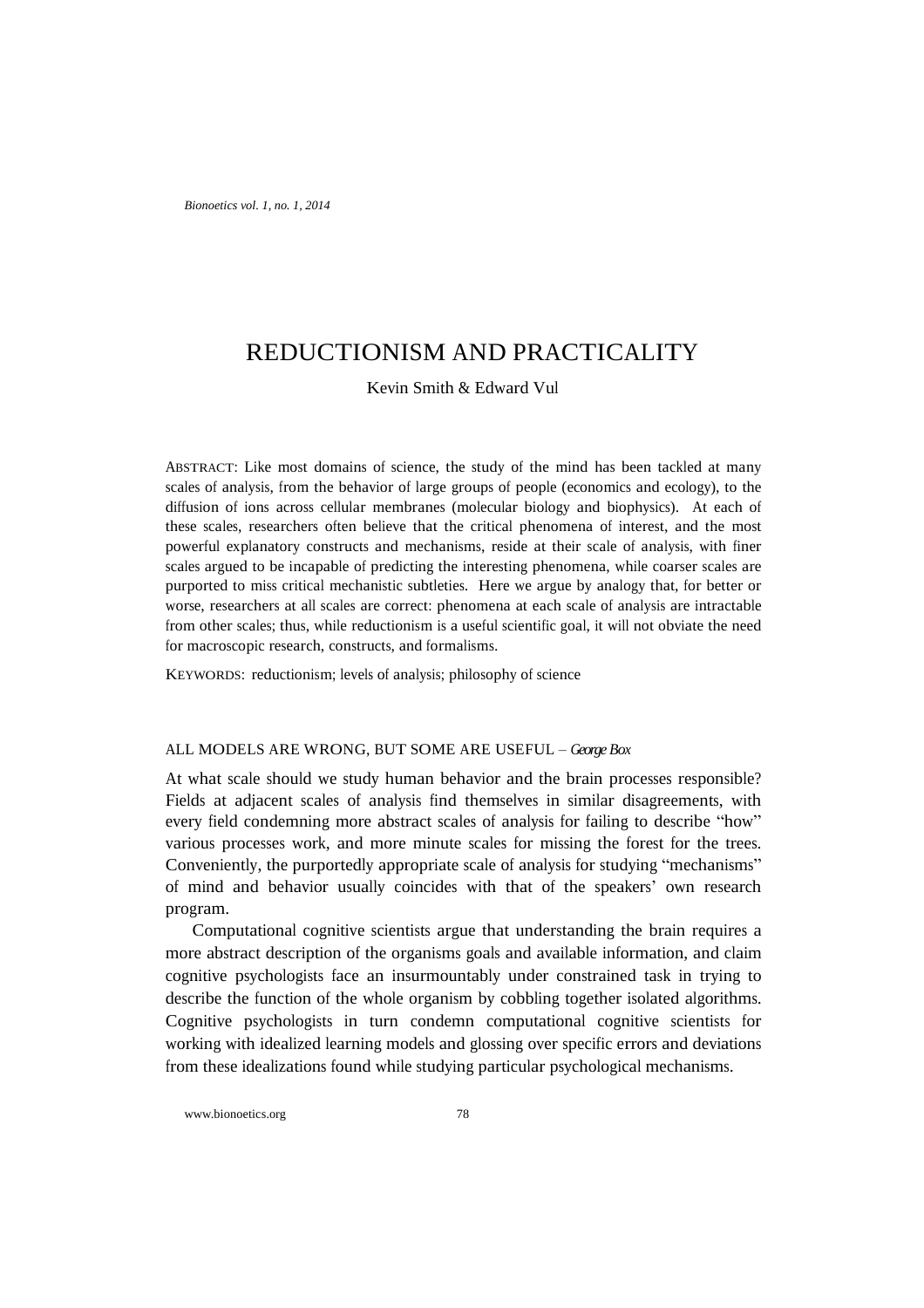# REDUCTIONISM AND PRACTICALITY

Kevin Smith & Edward Vul

ABSTRACT: Like most domains of science, the study of the mind has been tackled at many scales of analysis, from the behavior of large groups of people (economics and ecology), to the diffusion of ions across cellular membranes (molecular biology and biophysics). At each of these scales, researchers often believe that the critical phenomena of interest, and the most powerful explanatory constructs and mechanisms, reside at their scale of analysis, with finer scales argued to be incapable of predicting the interesting phenomena, while coarser scales are purported to miss critical mechanistic subtleties. Here we argue by analogy that, for better or worse, researchers at all scales are correct: phenomena at each scale of analysis are intractable from other scales; thus, while reductionism is a useful scientific goal, it will not obviate the need for macroscopic research, constructs, and formalisms.

KEYWORDS: reductionism; levels of analysis; philosophy of science

ALL MODELS ARE WRONG, BUT SOME ARE USEFUL – *George Box*

At what scale should we study human behavior and the brain processes responsible? Fields at adjacent scales of analysis find themselves in similar disagreements, with every field condemning more abstract scales of analysis for failing to describe "how" various processes work, and more minute scales for missing the forest for the trees. Conveniently, the purportedly appropriate scale of analysis for studying "mechanisms" of mind and behavior usually coincides with that of the speakers' own research program.

Computational cognitive scientists argue that understanding the brain requires a more abstract description of the organisms goals and available information, and claim cognitive psychologists face an insurmountably under constrained task in trying to describe the function of the whole organism by cobbling together isolated algorithms. Cognitive psychologists in turn condemn computational cognitive scientists for working with idealized learning models and glossing over specific errors and deviations from these idealizations found while studying particular psychological mechanisms.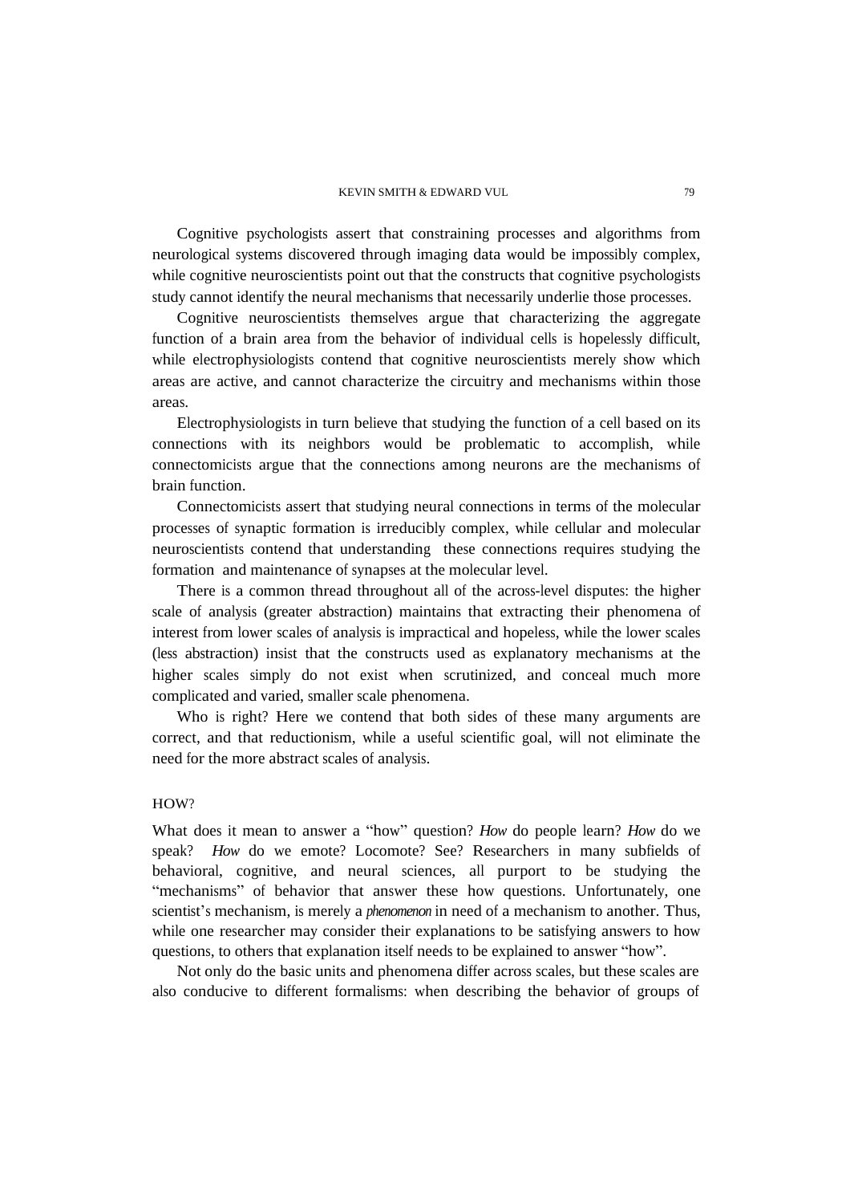Cognitive psychologists assert that constraining processes and algorithms from neurological systems discovered through imaging data would be impossibly complex, while cognitive neuroscientists point out that the constructs that cognitive psychologists study cannot identify the neural mechanisms that necessarily underlie those processes.

Cognitive neuroscientists themselves argue that characterizing the aggregate function of a brain area from the behavior of individual cells is hopelessly difficult, while electrophysiologists contend that cognitive neuroscientists merely show which areas are active, and cannot characterize the circuitry and mechanisms within those areas.

Electrophysiologists in turn believe that studying the function of a cell based on its connections with its neighbors would be problematic to accomplish, while connectomicists argue that the connections among neurons are the mechanisms of brain function.

Connectomicists assert that studying neural connections in terms of the molecular processes of synaptic formation is irreducibly complex, while cellular and molecular neuroscientists contend that understanding these connections requires studying the formation and maintenance of synapses at the molecular level.

There is a common thread throughout all of the across-level disputes: the higher scale of analysis (greater abstraction) maintains that extracting their phenomena of interest from lower scales of analysis is impractical and hopeless, while the lower scales (less abstraction) insist that the constructs used as explanatory mechanisms at the higher scales simply do not exist when scrutinized, and conceal much more complicated and varied, smaller scale phenomena.

Who is right? Here we contend that both sides of these many arguments are correct, and that reductionism, while a useful scientific goal, will not eliminate the need for the more abstract scales of analysis.

## HOW?

What does it mean to answer a "how" question? *How* do people learn? *How* do we speak? *How* do we emote? Locomote? See? Researchers in many subfields of behavioral, cognitive, and neural sciences, all purport to be studying the "mechanisms" of behavior that answer these how questions. Unfortunately, one scientist's mechanism, is merely a *phenomenon* in need of a mechanism to another. Thus, while one researcher may consider their explanations to be satisfying answers to how questions, to others that explanation itself needs to be explained to answer "how".

Not only do the basic units and phenomena differ across scales, but these scales are also conducive to different formalisms: when describing the behavior of groups of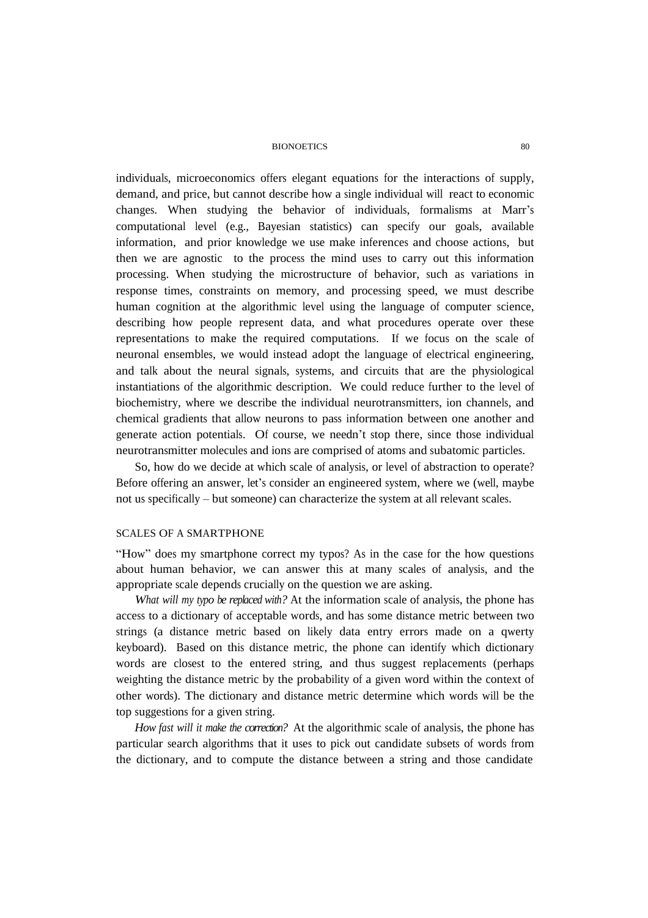individuals, microeconomics offers elegant equations for the interactions of supply, demand, and price, but cannot describe how a single individual will react to economic changes. When studying the behavior of individuals, formalisms at Marr's computational level (e.g., Bayesian statistics) can specify our goals, available information, and prior knowledge we use make inferences and choose actions, but then we are agnostic to the process the mind uses to carry out this information processing. When studying the microstructure of behavior, such as variations in response times, constraints on memory, and processing speed, we must describe human cognition at the algorithmic level using the language of computer science, describing how people represent data, and what procedures operate over these representations to make the required computations. If we focus on the scale of neuronal ensembles, we would instead adopt the language of electrical engineering, and talk about the neural signals, systems, and circuits that are the physiological instantiations of the algorithmic description. We could reduce further to the level of biochemistry, where we describe the individual neurotransmitters, ion channels, and chemical gradients that allow neurons to pass information between one another and generate action potentials. Of course, we needn't stop there, since those individual neurotransmitter molecules and ions are comprised of atoms and subatomic particles.

So, how do we decide at which scale of analysis, or level of abstraction to operate? Before offering an answer, let's consider an engineered system, where we (well, maybe not us specifically – but someone) can characterize the system at all relevant scales.

## SCALES OF A SMARTPHONE

"How" does my smartphone correct my typos? As in the case for the how questions about human behavior, we can answer this at many scales of analysis, and the appropriate scale depends crucially on the question we are asking.

*What will my typo be replaced with?* At the information scale of analysis, the phone has access to a dictionary of acceptable words, and has some distance metric between two strings (a distance metric based on likely data entry errors made on a qwerty keyboard). Based on this distance metric, the phone can identify which dictionary words are closest to the entered string, and thus suggest replacements (perhaps weighting the distance metric by the probability of a given word within the context of other words). The dictionary and distance metric determine which words will be the top suggestions for a given string.

*How fast will it make the correction?* At the algorithmic scale of analysis, the phone has particular search algorithms that it uses to pick out candidate subsets of words from the dictionary, and to compute the distance between a string and those candidate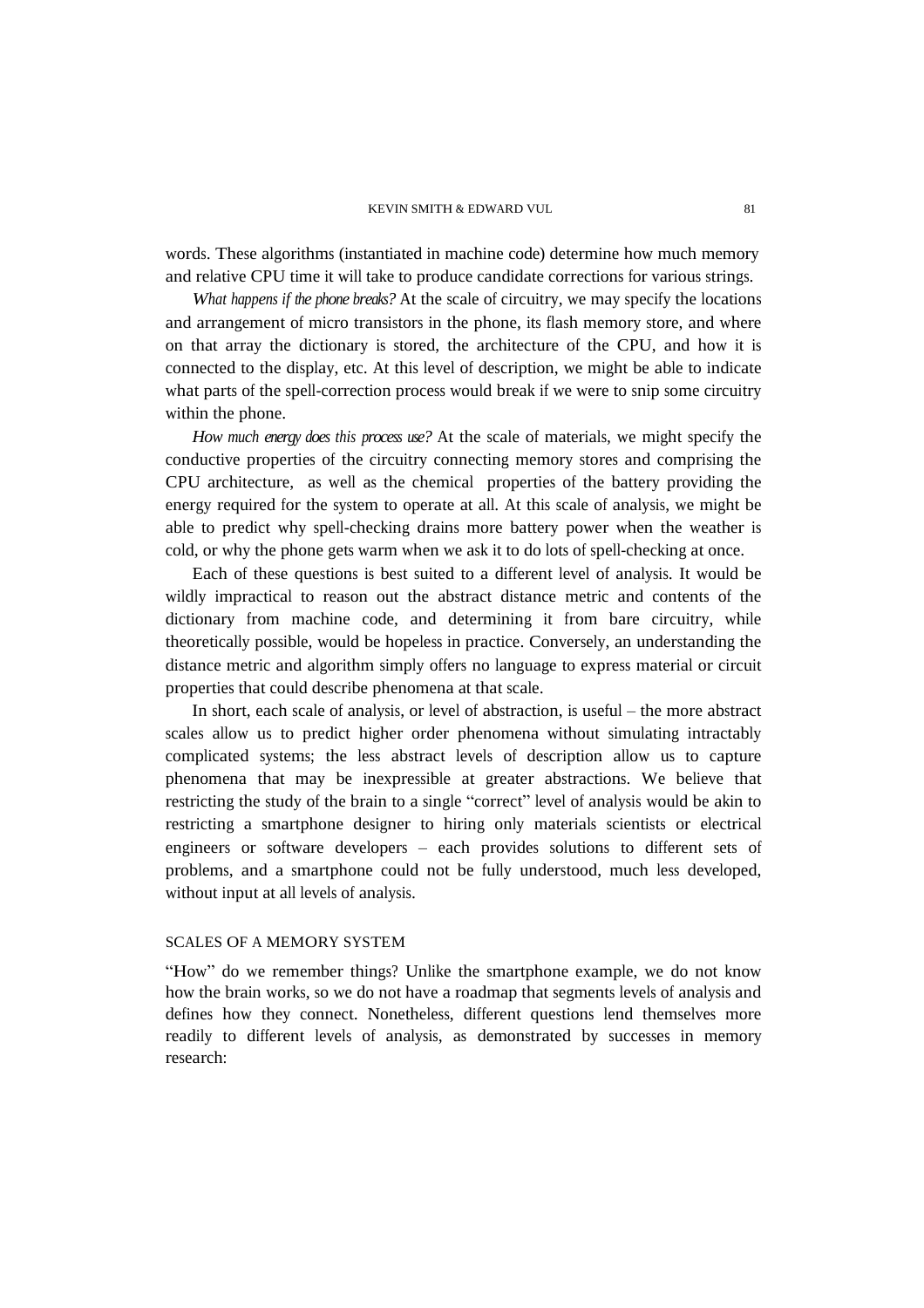words. These algorithms (instantiated in machine code) determine how much memory and relative CPU time it will take to produce candidate corrections for various strings.

*What happens if the phone breaks?* At the scale of circuitry, we may specify the locations and arrangement of micro transistors in the phone, its flash memory store, and where on that array the dictionary is stored, the architecture of the CPU, and how it is connected to the display, etc. At this level of description, we might be able to indicate what parts of the spell-correction process would break if we were to snip some circuitry within the phone.

*How much energy does this process use?* At the scale of materials, we might specify the conductive properties of the circuitry connecting memory stores and comprising the CPU architecture, as well as the chemical properties of the battery providing the energy required for the system to operate at all. At this scale of analysis, we might be able to predict why spell-checking drains more battery power when the weather is cold, or why the phone gets warm when we ask it to do lots of spell-checking at once.

Each of these questions is best suited to a different level of analysis. It would be wildly impractical to reason out the abstract distance metric and contents of the dictionary from machine code, and determining it from bare circuitry, while theoretically possible, would be hopeless in practice. Conversely, an understanding the distance metric and algorithm simply offers no language to express material or circuit properties that could describe phenomena at that scale.

In short, each scale of analysis, or level of abstraction, is useful – the more abstract scales allow us to predict higher order phenomena without simulating intractably complicated systems; the less abstract levels of description allow us to capture phenomena that may be inexpressible at greater abstractions. We believe that restricting the study of the brain to a single "correct" level of analysis would be akin to restricting a smartphone designer to hiring only materials scientists or electrical engineers or software developers – each provides solutions to different sets of problems, and a smartphone could not be fully understood, much less developed, without input at all levels of analysis.

## SCALES OF A MEMORY SYSTEM

"How" do we remember things? Unlike the smartphone example, we do not know how the brain works, so we do not have a roadmap that segments levels of analysis and defines how they connect. Nonetheless, different questions lend themselves more readily to different levels of analysis, as demonstrated by successes in memory research: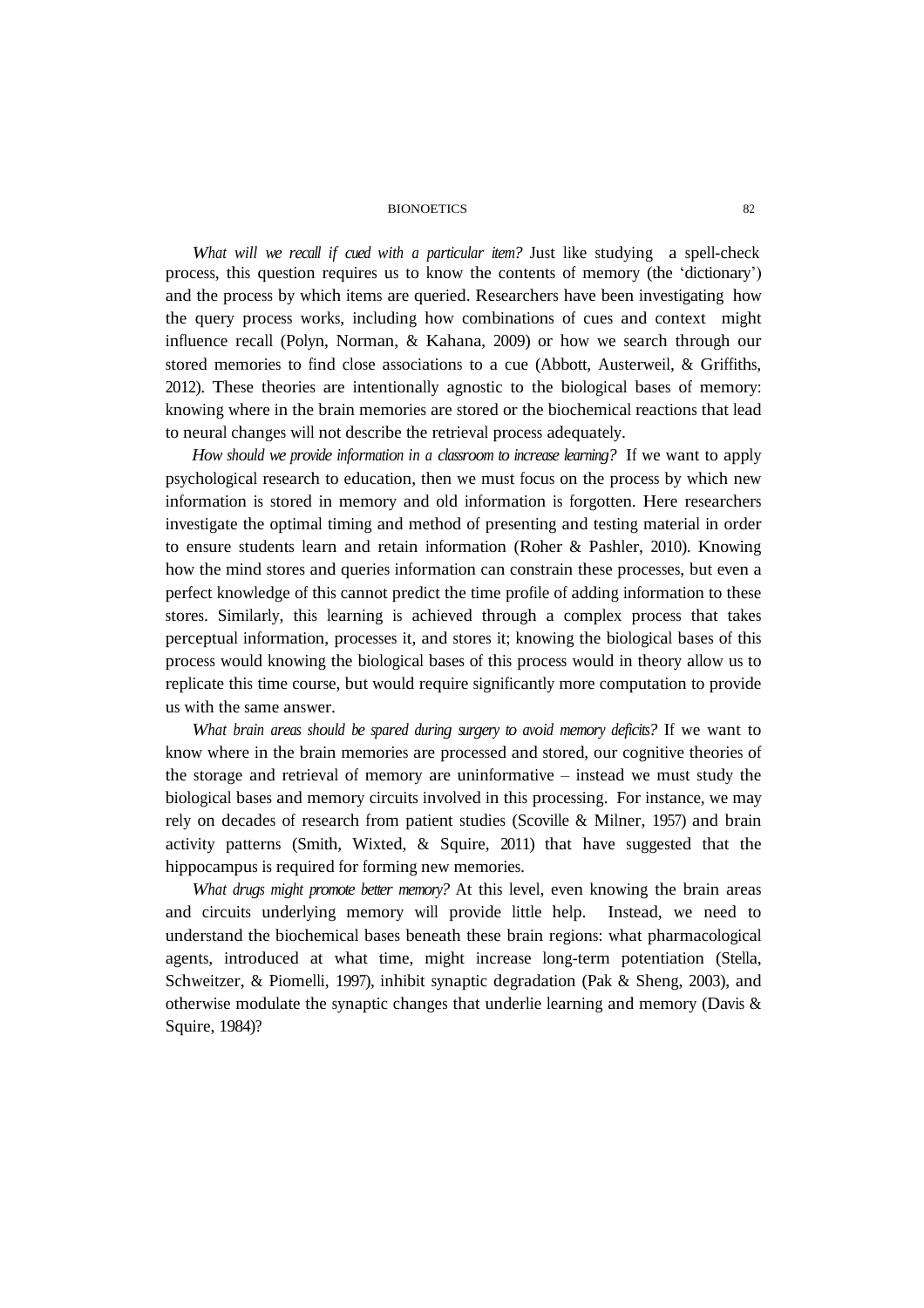*What will we recall if cued with a particular item?* Just like studying a spell-check process, this question requires us to know the contents of memory (the 'dictionary') and the process by which items are queried. Researchers have been investigating how the query process works, including how combinations of cues and context might influence recall (Polyn, Norman, & Kahana, 2009) or how we search through our stored memories to find close associations to a cue (Abbott, Austerweil, & Griffiths, 2012). These theories are intentionally agnostic to the biological bases of memory: knowing where in the brain memories are stored or the biochemical reactions that lead to neural changes will not describe the retrieval process adequately.

*How should we provide information in a classroom to increase learning?* If we want to apply psychological research to education, then we must focus on the process by which new information is stored in memory and old information is forgotten. Here researchers investigate the optimal timing and method of presenting and testing material in order to ensure students learn and retain information (Roher & Pashler, 2010). Knowing how the mind stores and queries information can constrain these processes, but even a perfect knowledge of this cannot predict the time profile of adding information to these stores. Similarly, this learning is achieved through a complex process that takes perceptual information, processes it, and stores it; knowing the biological bases of this process would knowing the biological bases of this process would in theory allow us to replicate this time course, but would require significantly more computation to provide us with the same answer.

*What brain areas should be spared during surgery to avoid memory deficits?* If we want to know where in the brain memories are processed and stored, our cognitive theories of the storage and retrieval of memory are uninformative – instead we must study the biological bases and memory circuits involved in this processing. For instance, we may rely on decades of research from patient studies (Scoville & Milner, 1957) and brain activity patterns (Smith, Wixted, & Squire, 2011) that have suggested that the hippocampus is required for forming new memories.

*What drugs might promote better memory?* At this level, even knowing the brain areas and circuits underlying memory will provide little help. Instead, we need to understand the biochemical bases beneath these brain regions: what pharmacological agents, introduced at what time, might increase long-term potentiation (Stella, Schweitzer, & Piomelli, 1997), inhibit synaptic degradation (Pak & Sheng, 2003), and otherwise modulate the synaptic changes that underlie learning and memory (Davis & Squire, 1984)?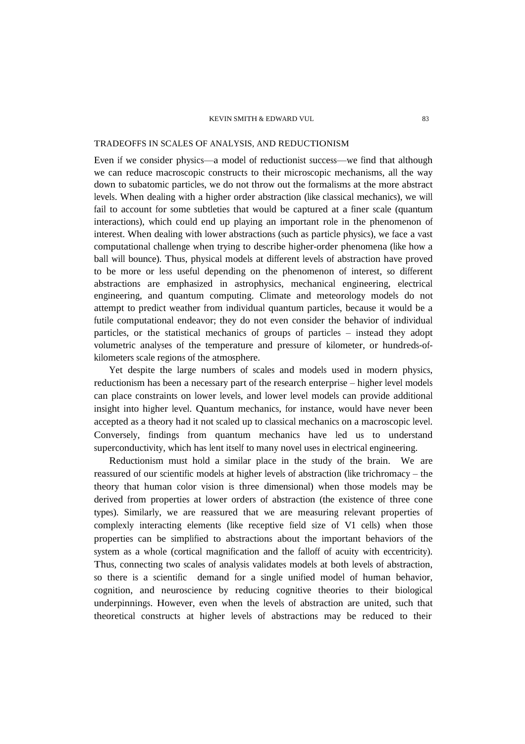## TRADEOFFS IN SCALES OF ANALYSIS, AND REDUCTIONISM

Even if we consider physics—a model of reductionist success—we find that although we can reduce macroscopic constructs to their microscopic mechanisms, all the way down to subatomic particles, we do not throw out the formalisms at the more abstract levels. When dealing with a higher order abstraction (like classical mechanics), we will fail to account for some subtleties that would be captured at a finer scale (quantum interactions), which could end up playing an important role in the phenomenon of interest. When dealing with lower abstractions (such as particle physics), we face a vast computational challenge when trying to describe higher-order phenomena (like how a ball will bounce). Thus, physical models at different levels of abstraction have proved to be more or less useful depending on the phenomenon of interest, so different abstractions are emphasized in astrophysics, mechanical engineering, electrical engineering, and quantum computing. Climate and meteorology models do not attempt to predict weather from individual quantum particles, because it would be a futile computational endeavor; they do not even consider the behavior of individual particles, or the statistical mechanics of groups of particles – instead they adopt volumetric analyses of the temperature and pressure of kilometer, or hundreds-of-kilometers scale regions of the atmosphere.

Yet despite the large numbers of scales and models used in modern physics, reductionism has been a necessary part of the research enterprise – higher level models can place constraints on lower levels, and lower level models can provide additional insight into higher level. Quantum mechanics, for instance, would have never been accepted as a theory had it not scaled up to classical mechanics on a macroscopic level. Conversely, findings from quantum mechanics have led us to understand superconductivity, which has lent itself to many novel uses in electrical engineering.

Reductionism must hold a similar place in the study of the brain. We are reassured of our scientific models at higher levels of abstraction (like trichromacy – the theory that human color vision is three dimensional) when those models may be derived from properties at lower orders of abstraction (the existence of three cone types). Similarly, we are reassured that we are measuring relevant properties of complexly interacting elements (like receptive field size of V1 cells) when those properties can be simplified to abstractions about the important behaviors of the system as a whole (cortical magnification and the falloff of acuity with eccentricity). Thus, connecting two scales of analysis validates models at both levels of abstraction, so there is a scientific demand for a single unified model of human behavior, cognition, and neuroscience by reducing cognitive theories to their biological underpinnings. However, even when the levels of abstraction are united, such that theoretical constructs at higher levels of abstractions may be reduced to their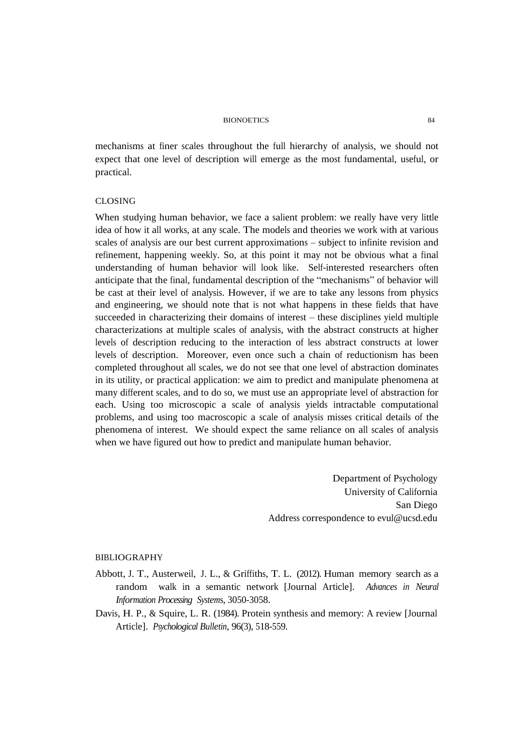mechanisms at finer scales throughout the full hierarchy of analysis, we should not expect that one level of description will emerge as the most fundamental, useful, or practical.

## CLOSING

When studying human behavior, we face a salient problem: we really have very little idea of how it all works, at any scale. The models and theories we work with at various scales of analysis are our best current approximations – subject to infinite revision and refinement, happening weekly. So, at this point it may not be obvious what a final understanding of human behavior will look like. Self-interested researchers often anticipate that the final, fundamental description of the "mechanisms" of behavior will be cast at their level of analysis. However, if we are to take any lessons from physics and engineering, we should note that is not what happens in these fields that have succeeded in characterizing their domains of interest – these disciplines yield multiple characterizations at multiple scales of analysis, with the abstract constructs at higher levels of description reducing to the interaction of less abstract constructs at lower levels of description. Moreover, even once such a chain of reductionism has been completed throughout all scales, we do not see that one level of abstraction dominates in its utility, or practical application: we aim to predict and manipulate phenomena at many different scales, and to do so, we must use an appropriate level of abstraction for each. Using too microscopic a scale of analysis yields intractable computational problems, and using too macroscopic a scale of analysis misses critical details of the phenomena of interest. We should expect the same reliance on all scales of analysis when we have figured out how to predict and manipulate human behavior.

Department of Psychology
University of California
San Diego
Address correspondence to evul@ucsd.edu

## BIBLIOGRAPHY

Abbott, J. T., Austerweil, J. L., & Griffiths, T. L. (2012). Human memory search as a random walk in a semantic network [Journal Article]. *Advances in Neural Information Processing Systems*, 3050-3058.

Davis, H. P., & Squire, L. R. (1984). Protein synthesis and memory: A review [Journal Article]. *Psychological Bulletin*, 96(3), 518-559.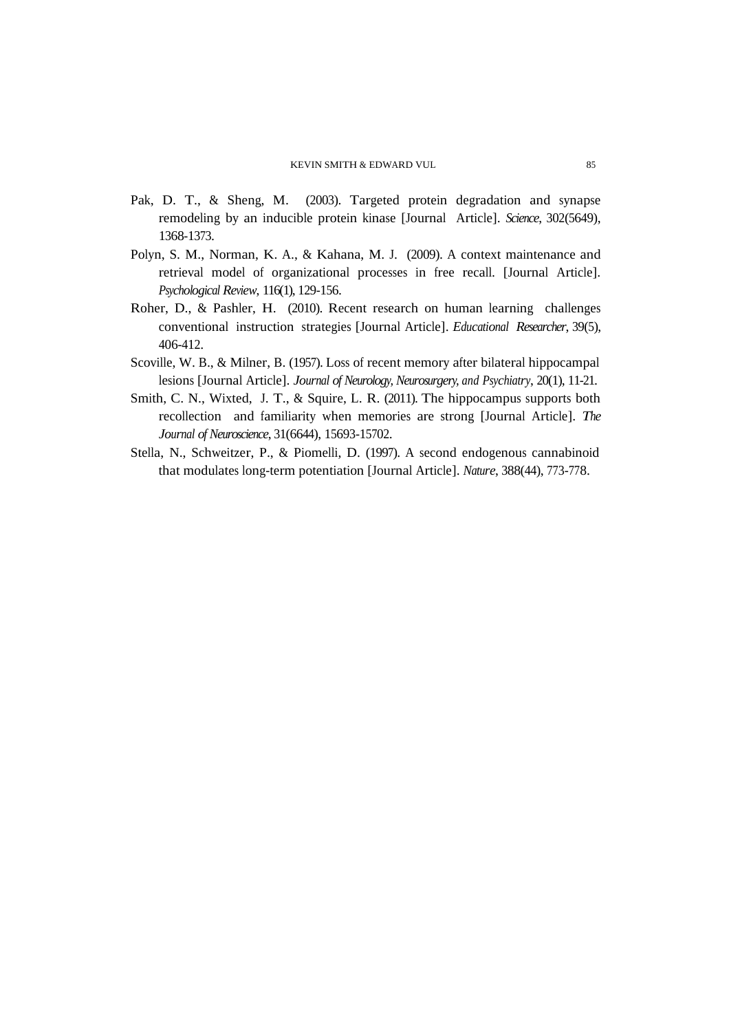Pak, D. T., & Sheng, M. (2003). Targeted protein degradation and synapse remodeling by an inducible protein kinase [Journal Article]. *Science*, 302(5649), 1368-1373.

Polyn, S. M., Norman, K. A., & Kahana, M. J. (2009). A context maintenance and retrieval model of organizational processes in free recall. [Journal Article]. *Psychological Review*, 116(1), 129-156.

Roher, D., & Pashler, H. (2010). Recent research on human learning challenges conventional instruction strategies [Journal Article]. *Educational Researcher*, 39(5), 406-412.

Scoville, W. B., & Milner, B. (1957). Loss of recent memory after bilateral hippocampal lesions [Journal Article]. *Journal of Neurology, Neurosurgery, and Psychiatry*, 20(1), 11-21.

Smith, C. N., Wixted, J. T., & Squire, L. R. (2011). The hippocampus supports both recollection and familiarity when memories are strong [Journal Article]. *The Journal of Neuroscience*, 31(6644), 15693-15702.

Stella, N., Schweitzer, P., & Piomelli, D. (1997). A second endogenous cannabinoid that modulates long-term potentiation [Journal Article]. *Nature*, 388(44), 773-778.